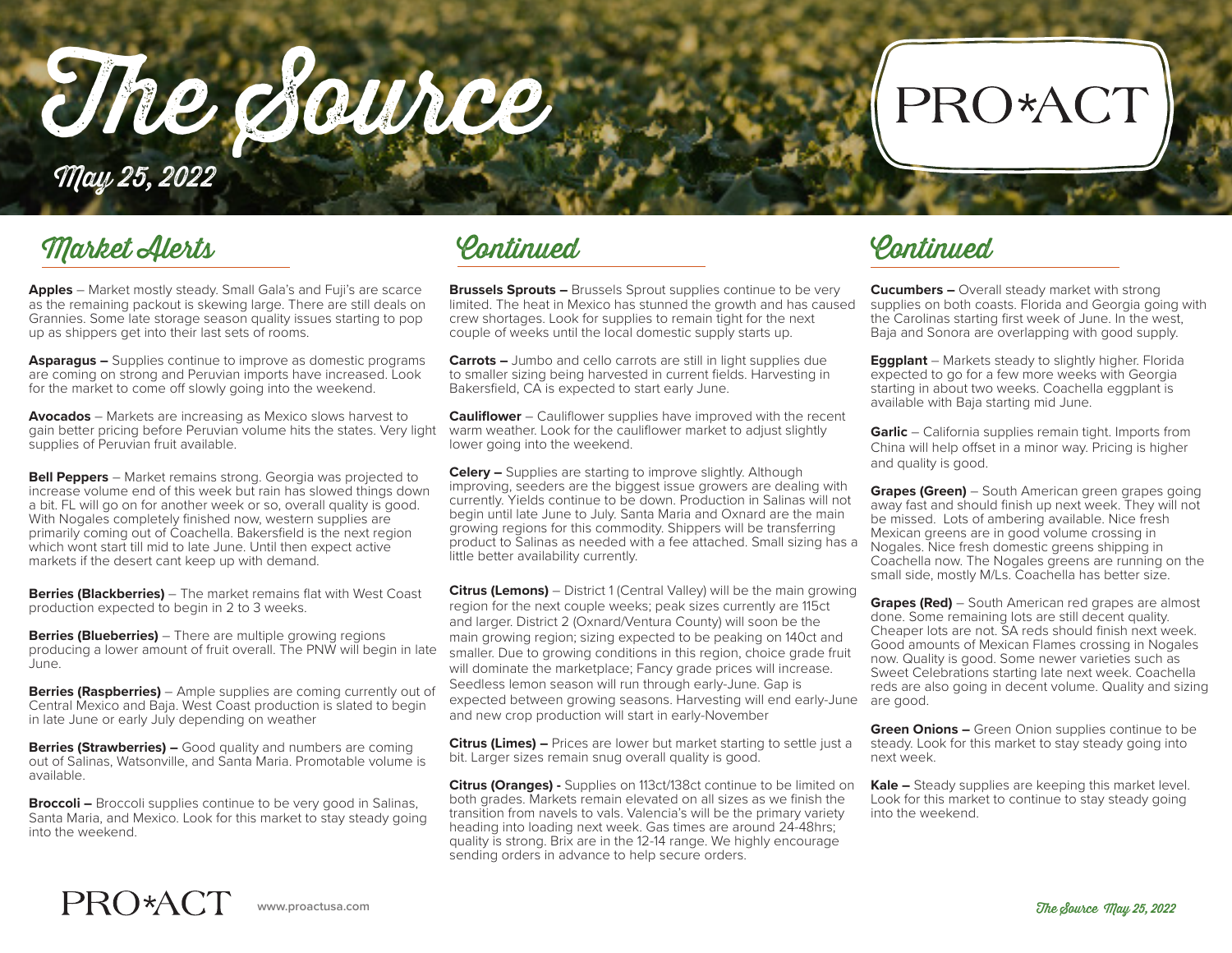# The Source

May 25, 2022

PRO*ACT

## Market Alerts

**Apples** – Market mostly steady. Small Gala's and Fuji's are scarce as the remaining packout is skewing large. There are still deals on Grannies. Some late storage season quality issues starting to pop up as shippers get into their last sets of rooms.

**Asparagus –** Supplies continue to improve as domestic programs are coming on strong and Peruvian imports have increased. Look for the market to come off slowly going into the weekend.

**Avocados** – Markets are increasing as Mexico slows harvest to gain better pricing before Peruvian volume hits the states. Very light supplies of Peruvian fruit available.

**Bell Peppers** – Market remains strong. Georgia was projected to increase volume end of this week but rain has slowed things down a bit. FL will go on for another week or so, overall quality is good. With Nogales completely finished now, western supplies are primarily coming out of Coachella. Bakersfield is the next region which wont start till mid to late June. Until then expect active markets if the desert cant keep up with demand.

**Berries (Blackberries)** – The market remains flat with West Coast production expected to begin in 2 to 3 weeks.

**Berries (Blueberries)** – There are multiple growing regions producing a lower amount of fruit overall. The PNW will begin in late June.

**Berries (Raspberries)** – Ample supplies are coming currently out of Central Mexico and Baja. West Coast production is slated to begin in late June or early July depending on weather

**Berries (Strawberries) –** Good quality and numbers are coming out of Salinas, Watsonville, and Santa Maria. Promotable volume is available.

**Broccoli –** Broccoli supplies continue to be very good in Salinas, Santa Maria, and Mexico. Look for this market to stay steady going into the weekend.

## Continued

**Brussels Sprouts –** Brussels Sprout supplies continue to be very limited. The heat in Mexico has stunned the growth and has caused crew shortages. Look for supplies to remain tight for the next couple of weeks until the local domestic supply starts up.

**Carrots –** Jumbo and cello carrots are still in light supplies due to smaller sizing being harvested in current fields. Harvesting in Bakersfield, CA is expected to start early June.

**Cauliflower** – Cauliflower supplies have improved with the recent warm weather. Look for the cauliflower market to adjust slightly lower going into the weekend.

**Celery –** Supplies are starting to improve slightly. Although improving, seeders are the biggest issue growers are dealing with currently. Yields continue to be down. Production in Salinas will not begin until late June to July. Santa Maria and Oxnard are the main growing regions for this commodity. Shippers will be transferring product to Salinas as needed with a fee attached. Small sizing has a little better availability currently.

**Citrus (Lemons)** – District 1 (Central Valley) will be the main growing region for the next couple weeks; peak sizes currently are 115ct and larger. District 2 (Oxnard/Ventura County) will soon be the main growing region; sizing expected to be peaking on 140ct and smaller. Due to growing conditions in this region, choice grade fruit will dominate the marketplace; Fancy grade prices will increase. Seedless lemon season will run through early-June. Gap is expected between growing seasons. Harvesting will end early-June and new crop production will start in early-November

**Citrus (Limes) –** Prices are lower but market starting to settle just a bit. Larger sizes remain snug overall quality is good.

**Citrus (Oranges) -** Supplies on 113ct/138ct continue to be limited on both grades. Markets remain elevated on all sizes as we finish the transition from navels to vals. Valencia's will be the primary variety heading into loading next week. Gas times are around 24-48hrs; quality is strong. Brix are in the 12-14 range. We highly encourage sending orders in advance to help secure orders.

## Continued

**Cucumbers –** Overall steady market with strong supplies on both coasts. Florida and Georgia going with the Carolinas starting first week of June. In the west, Baja and Sonora are overlapping with good supply.

**Eggplant** – Markets steady to slightly higher. Florida expected to go for a few more weeks with Georgia starting in about two weeks. Coachella eggplant is available with Baja starting mid June.

**Garlic** – California supplies remain tight. Imports from China will help offset in a minor way. Pricing is higher and quality is good.

**Grapes (Green)** – South American green grapes going away fast and should finish up next week. They will not be missed. Lots of ambering available. Nice fresh Mexican greens are in good volume crossing in Nogales. Nice fresh domestic greens shipping in Coachella now. The Nogales greens are running on the small side, mostly M/Ls. Coachella has better size.

**Grapes (Red)** – South American red grapes are almost done. Some remaining lots are still decent quality. Cheaper lots are not. SA reds should finish next week. Good amounts of Mexican Flames crossing in Nogales now. Quality is good. Some newer varieties such as Sweet Celebrations starting late next week. Coachella reds are also going in decent volume. Quality and sizing are good.

**Green Onions –** Green Onion supplies continue to be steady. Look for this market to stay steady going into next week.

**Kale –** Steady supplies are keeping this market level. Look for this market to continue to stay steady going into the weekend.

PRO*ACT www.proactusa.com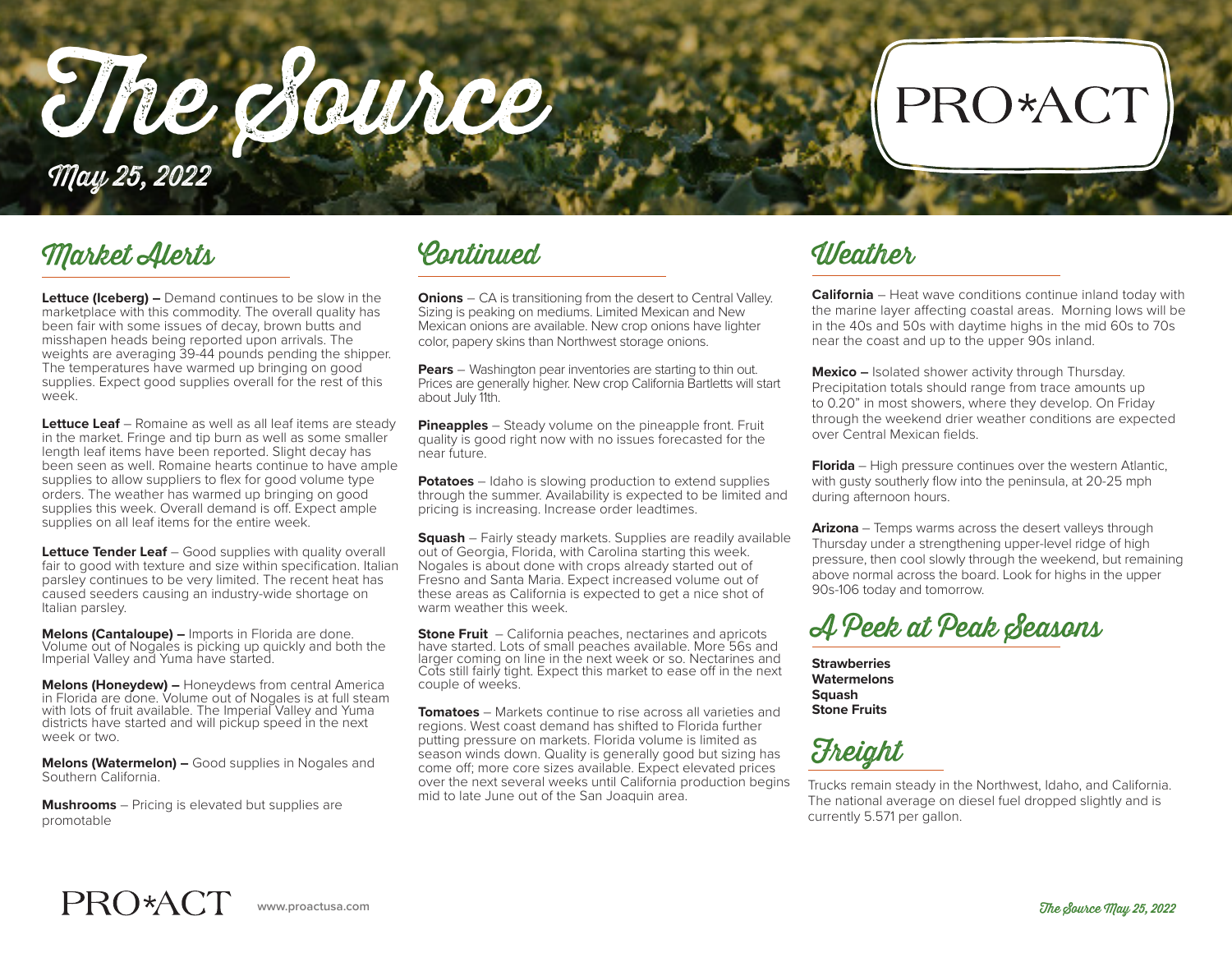# The Source

*May 25, 2022*

PRO*ACT

## Market Alerts

**Lettuce (Iceberg) –** Demand continues to be slow in the marketplace with this commodity. The overall quality has been fair with some issues of decay, brown butts and misshapen heads being reported upon arrivals. The weights are averaging 39-44 pounds pending the shipper. The temperatures have warmed up bringing on good supplies. Expect good supplies overall for the rest of this week.

**Lettuce Leaf** – Romaine as well as all leaf items are steady in the market. Fringe and tip burn as well as some smaller length leaf items have been reported. Slight decay has been seen as well. Romaine hearts continue to have ample supplies to allow suppliers to flex for good volume type orders. The weather has warmed up bringing on good supplies this week. Overall demand is off. Expect ample supplies on all leaf items for the entire week.

**Lettuce Tender Leaf** – Good supplies with quality overall fair to good with texture and size within specification. Italian parsley continues to be very limited. The recent heat has caused seeders causing an industry-wide shortage on Italian parsley.

**Melons (Cantaloupe) –** Imports in Florida are done. Volume out of Nogales is picking up quickly and both the Imperial Valley and Yuma have started.

**Melons (Honeydew) –** Honeydews from central America in Florida are done. Volume out of Nogales is at full steam with lots of fruit available. The Imperial Valley and Yuma districts have started and will pickup speed in the next week or two.

**Melons (Watermelon) –** Good supplies in Nogales and Southern California.

**Mushrooms** – Pricing is elevated but supplies are promotable

## Continued

**Onions** – CA is transitioning from the desert to Central Valley. Sizing is peaking on mediums. Limited Mexican and New Mexican onions are available. New crop onions have lighter color, papery skins than Northwest storage onions.

**Pears** – Washington pear inventories are starting to thin out. Prices are generally higher. New crop California Bartletts will start about July 11th.

**Pineapples** – Steady volume on the pineapple front. Fruit quality is good right now with no issues forecasted for the near future.

**Potatoes** – Idaho is slowing production to extend supplies through the summer. Availability is expected to be limited and pricing is increasing. Increase order leadtimes.

**Squash** – Fairly steady markets. Supplies are readily available out of Georgia, Florida, with Carolina starting this week. Nogales is about done with crops already started out of Fresno and Santa Maria. Expect increased volume out of these areas as California is expected to get a nice shot of warm weather this week.

**Stone Fruit** – California peaches, nectarines and apricots have started. Lots of small peaches available. More 56s and larger coming on line in the next week or so. Nectarines and Cots still fairly tight. Expect this market to ease off in the next couple of weeks.

**Tomatoes** – Markets continue to rise across all varieties and regions. West coast demand has shifted to Florida further putting pressure on markets. Florida volume is limited as season winds down. Quality is generally good but sizing has come off; more core sizes available. Expect elevated prices over the next several weeks until California production begins mid to late June out of the San Joaquin area.

## Weather

**California** – Heat wave conditions continue inland today with the marine layer affecting coastal areas. Morning lows will be in the 40s and 50s with daytime highs in the mid 60s to 70s near the coast and up to the upper 90s inland.

**Mexico –** Isolated shower activity through Thursday. Precipitation totals should range from trace amounts up to 0.20" in most showers, where they develop. On Friday through the weekend drier weather conditions are expected over Central Mexican fields.

**Florida** – High pressure continues over the western Atlantic, with gusty southerly flow into the peninsula, at 20-25 mph during afternoon hours.

**Arizona** – Temps warms across the desert valleys through Thursday under a strengthening upper-level ridge of high pressure, then cool slowly through the weekend, but remaining above normal across the board. Look for highs in the upper 90s-106 today and tomorrow.

## A Peek at Peak Seasons

**Strawberries**
**Watermelons**
**Squash**
**Stone Fruits**

## Freight

Trucks remain steady in the Northwest, Idaho, and California. The national average on diesel fuel dropped slightly and is currently 5.571 per gallon.

PRO*ACT www.proactusa.com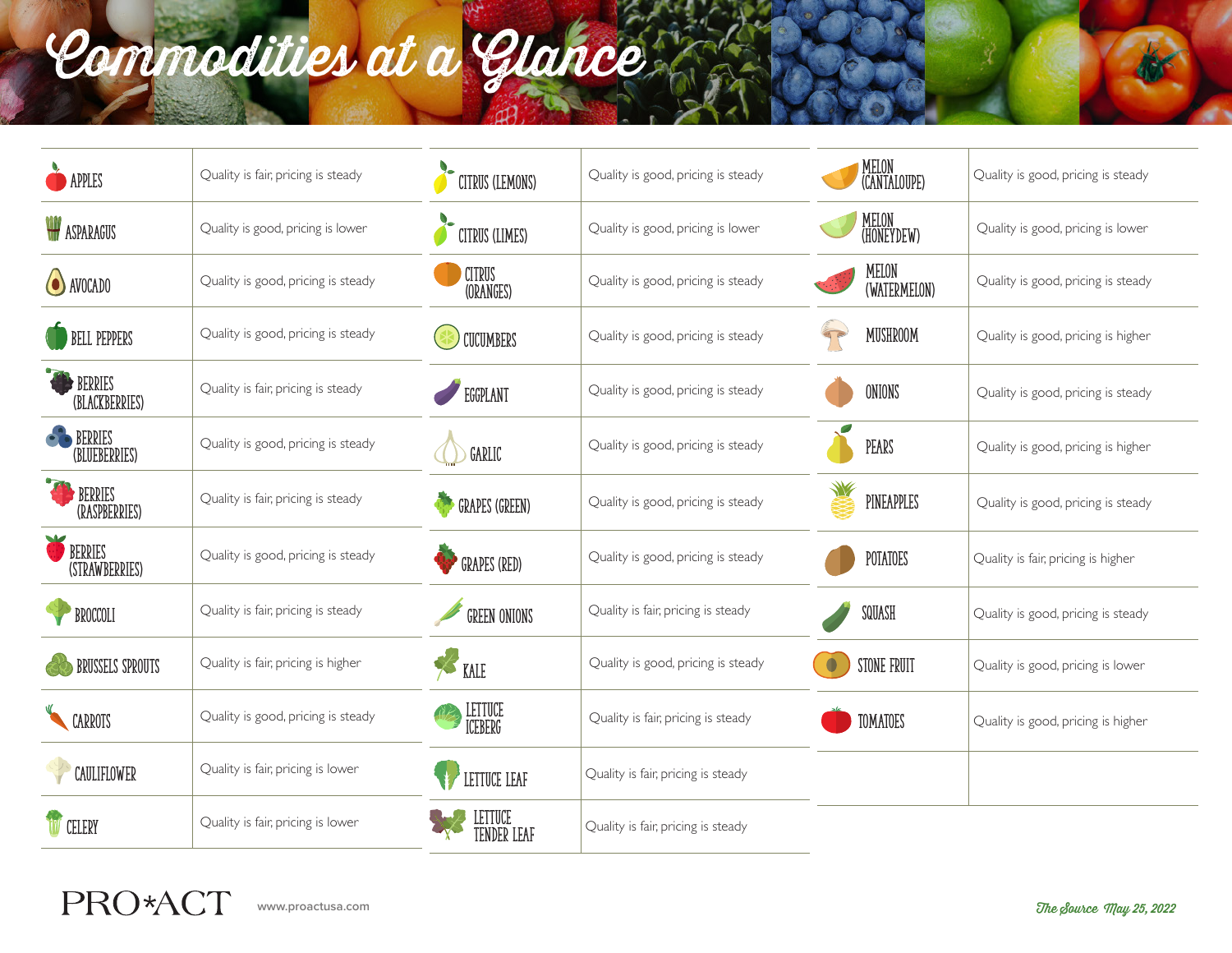# Commodities at a Glance

| | |
|---|---|
| APPLES | Quality is fair, pricing is steady |
| ASPARAGUS | Quality is good, pricing is lower |
| AVOCADO | Quality is good, pricing is steady |
| BELL PEPPERS | Quality is good, pricing is steady |
| BERRIES (BLACKBERRIES) | Quality is fair, pricing is steady |
| BERRIES (BLUEBERRIES) | Quality is good, pricing is steady |
| BERRIES (RASPBERRIES) | Quality is fair, pricing is steady |
| BERRIES (STRAWBERRIES) | Quality is good, pricing is steady |
| BROCCOLI | Quality is fair, pricing is steady |
| BRUSSELS SPROUTS | Quality is fair, pricing is higher |
| CARROTS | Quality is good, pricing is steady |
| CAULIFLOWER | Quality is fair, pricing is lower |
| CELERY | Quality is fair, pricing is lower |
| CITRUS (LEMONS) | Quality is good, pricing is steady |
| CITRUS (LIMES) | Quality is good, pricing is lower |
| CITRUS (ORANGES) | Quality is good, pricing is steady |
| CUCUMBERS | Quality is good, pricing is steady |
| EGGPLANT | Quality is good, pricing is steady |
| GARLIC | Quality is good, pricing is steady |
| GRAPES (GREEN) | Quality is good, pricing is steady |
| GRAPES (RED) | Quality is good, pricing is steady |
| GREEN ONIONS | Quality is fair, pricing is steady |
| KALE | Quality is good, pricing is steady |
| LETTUCE ICEBERG | Quality is fair, pricing is steady |
| LETTUCE LEAF | Quality is fair, pricing is steady |
| LETTUCE TENDER LEAF | Quality is fair, pricing is steady |
| MELON (CANTALOUPE) | Quality is good, pricing is steady |
| MELON (HONEYDEW) | Quality is good, pricing is lower |
| MELON (WATERMELON) | Quality is good, pricing is steady |
| MUSHROOM | Quality is good, pricing is higher |
| ONIONS | Quality is good, pricing is steady |
| PEARS | Quality is good, pricing is higher |
| PINEAPPLES | Quality is good, pricing is steady |
| POTATOES | Quality is fair, pricing is higher |
| SQUASH | Quality is good, pricing is steady |
| STONE FRUIT | Quality is good, pricing is lower |
| TOMATOES | Quality is good, pricing is higher |

PRO*ACT www.proactusa.com

*The Source May 25, 2022*